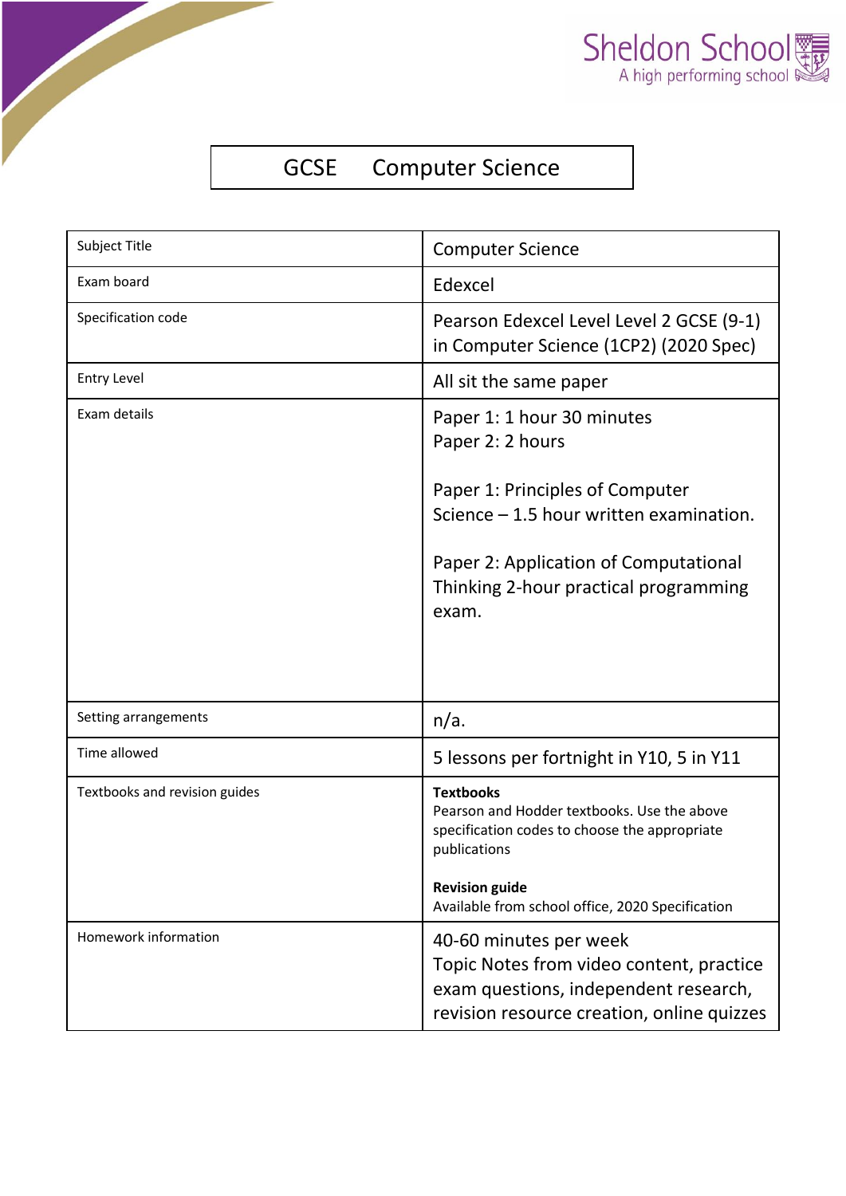Sheldon School
A high performing school

# GCSE Computer Science

| Subject Title | Computer Science |
|---|---|
| Exam board | Edexcel |
| Specification code | Pearson Edexcel Level Level 2 GCSE (9-1) in Computer Science (1CP2) (2020 Spec) |
| Entry Level | All sit the same paper |
| Exam details | Paper 1: 1 hour 30 minutes<br>Paper 2: 2 hours<br><br>Paper 1: Principles of Computer Science – 1.5 hour written examination.<br><br>Paper 2: Application of Computational Thinking 2-hour practical programming exam. |
| Setting arrangements | n/a. |
| Time allowed | 5 lessons per fortnight in Y10, 5 in Y11 |
| Textbooks and revision guides | **Textbooks**<br>Pearson and Hodder textbooks. Use the above specification codes to choose the appropriate publications<br><br>**Revision guide**<br>Available from school office, 2020 Specification |
| Homework information | 40-60 minutes per week<br>Topic Notes from video content, practice exam questions, independent research, revision resource creation, online quizzes |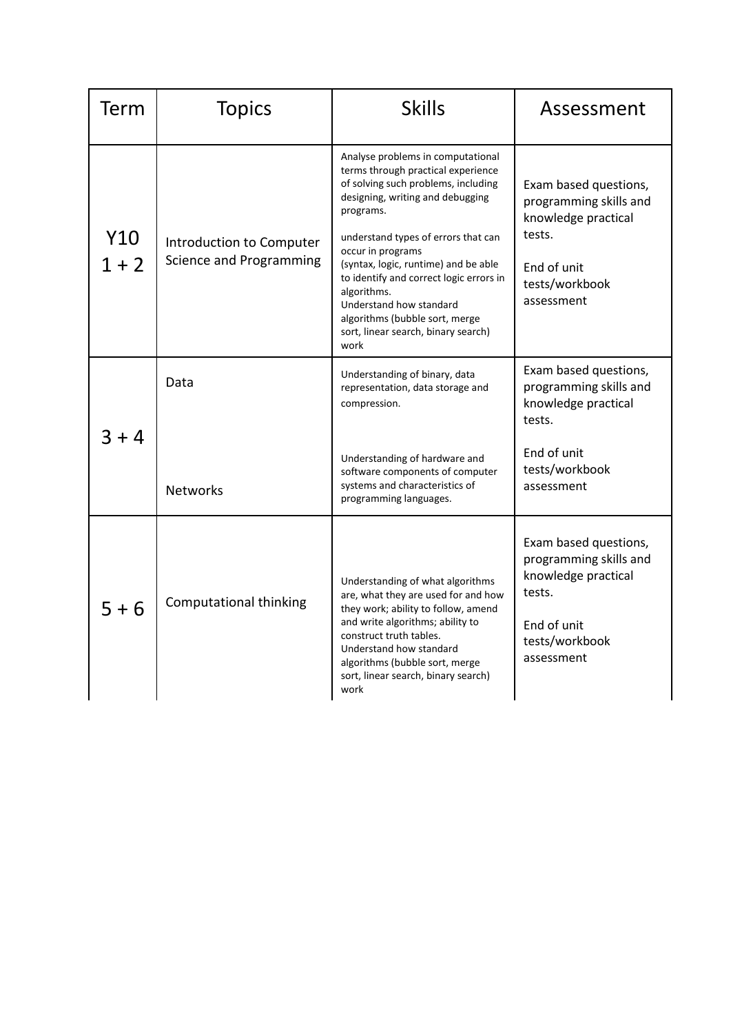| Term | Topics | Skills | Assessment |
|---|---|---|---|
| Y10 1 + 2 | Introduction to Computer Science and Programming | Analyse problems in computational terms through practical experience of solving such problems, including designing, writing and debugging programs.<br><br>understand types of errors that can occur in programs (syntax, logic, runtime) and be able to identify and correct logic errors in algorithms.<br>Understand how standard algorithms (bubble sort, merge sort, linear search, binary search) work | Exam based questions, programming skills and knowledge practical tests.<br><br>End of unit tests/workbook assessment |
| 3 + 4 | Data<br><br>Networks | Understanding of binary, data representation, data storage and compression.<br><br>Understanding of hardware and software components of computer systems and characteristics of programming languages. | Exam based questions, programming skills and knowledge practical tests.<br><br>End of unit tests/workbook assessment |
| 5 + 6 | Computational thinking | Understanding of what algorithms are, what they are used for and how they work; ability to follow, amend and write algorithms; ability to construct truth tables.<br>Understand how standard algorithms (bubble sort, merge sort, linear search, binary search) work | Exam based questions, programming skills and knowledge practical tests.<br><br>End of unit tests/workbook assessment |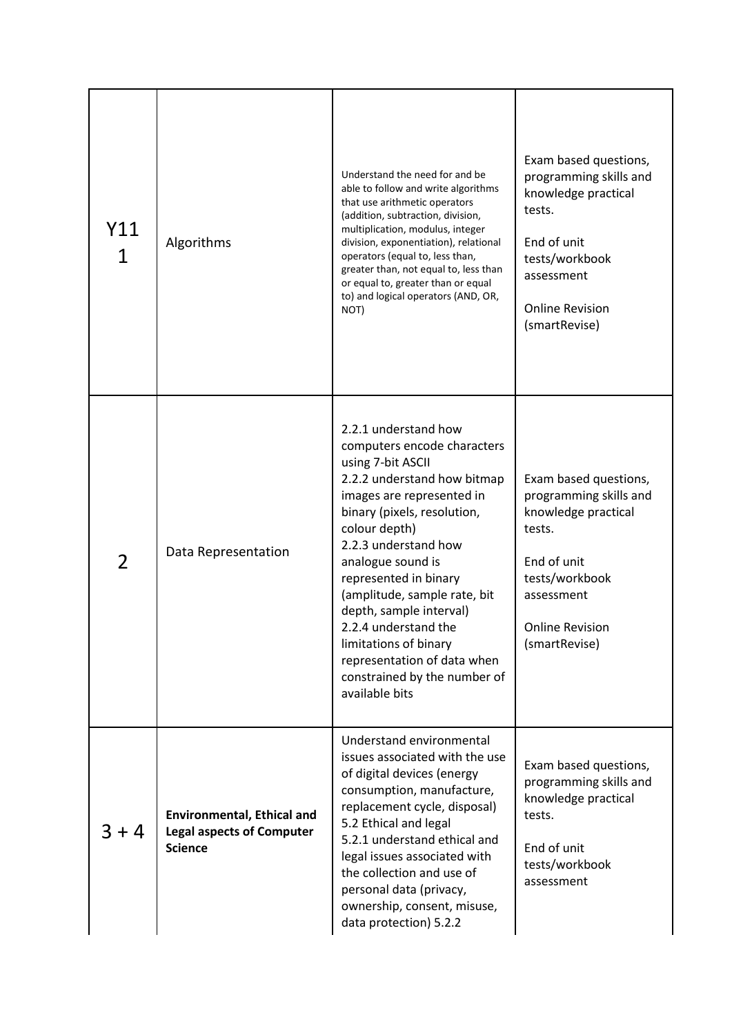| | | | |
|---|---|---|---|
| Y11 1 | Algorithms | Understand the need for and be able to follow and write algorithms that use arithmetic operators (addition, subtraction, division, multiplication, modulus, integer division, exponentiation), relational operators (equal to, less than, greater than, not equal to, less than or equal to, greater than or equal to) and logical operators (AND, OR, NOT) | Exam based questions, programming skills and knowledge practical tests.<br><br>End of unit tests/workbook assessment<br><br>Online Revision (smartRevise) |
| 2 | Data Representation | 2.2.1 understand how computers encode characters using 7-bit ASCII<br>2.2.2 understand how bitmap images are represented in binary (pixels, resolution, colour depth)<br>2.2.3 understand how analogue sound is represented in binary (amplitude, sample rate, bit depth, sample interval)<br>2.2.4 understand the limitations of binary representation of data when constrained by the number of available bits | Exam based questions, programming skills and knowledge practical tests.<br><br>End of unit tests/workbook assessment<br><br>Online Revision (smartRevise) |
| 3 + 4 | **Environmental, Ethical and Legal aspects of Computer Science** | Understand environmental issues associated with the use of digital devices (energy consumption, manufacture, replacement cycle, disposal)<br>5.2 Ethical and legal<br>5.2.1 understand ethical and legal issues associated with the collection and use of personal data (privacy, ownership, consent, misuse, data protection) 5.2.2 | Exam based questions, programming skills and knowledge practical tests.<br><br>End of unit tests/workbook assessment |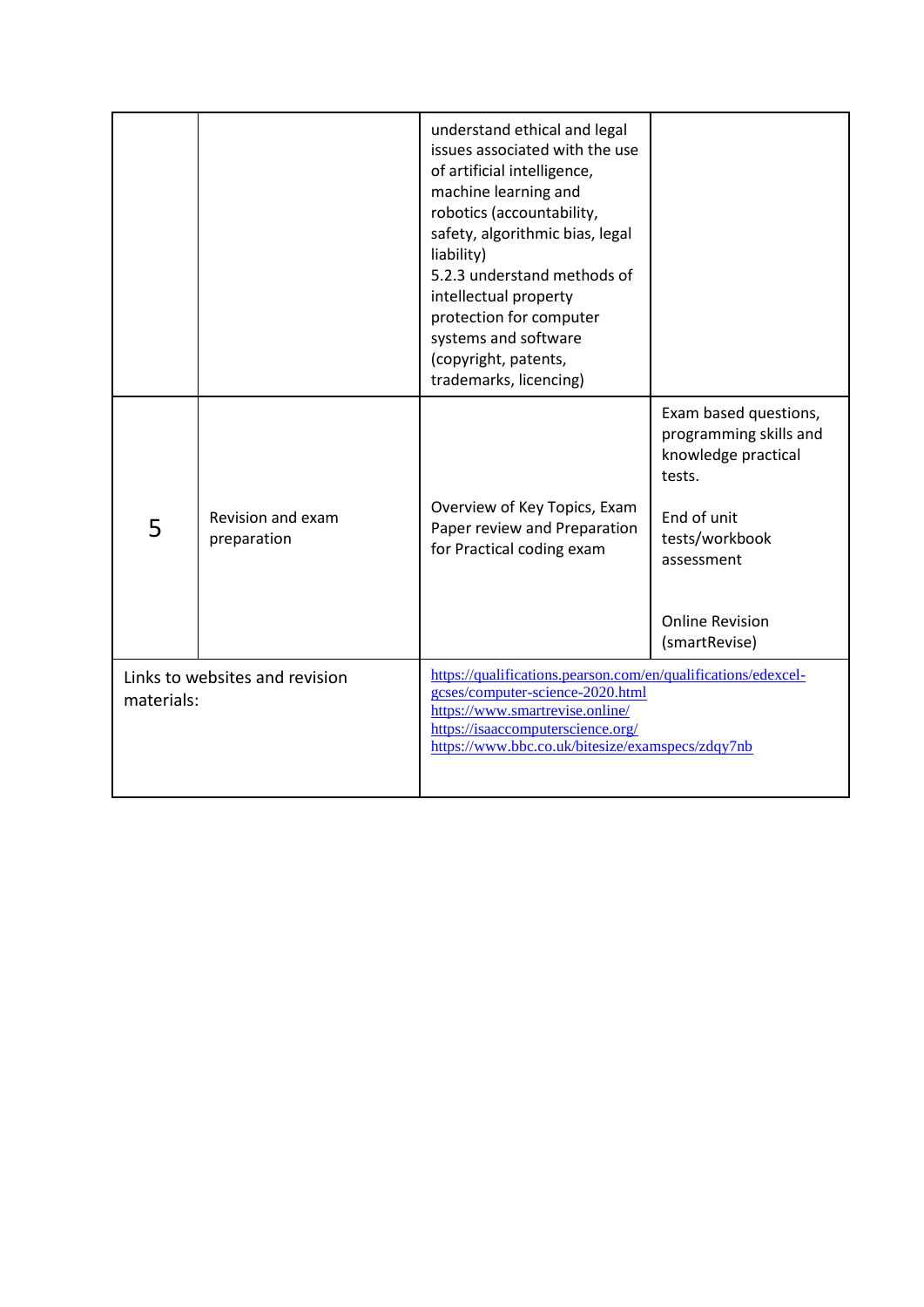| | | | |
|---|---|---|---|
| | | understand ethical and legal issues associated with the use of artificial intelligence, machine learning and robotics (accountability, safety, algorithmic bias, legal liability)<br>5.2.3 understand methods of intellectual property protection for computer systems and software (copyright, patents, trademarks, licencing) | |
| 5 | Revision and exam preparation | Overview of Key Topics, Exam Paper review and Preparation for Practical coding exam | Exam based questions, programming skills and knowledge practical tests.<br><br>End of unit tests/workbook assessment<br><br>Online Revision (smartRevise) |
| Links to websites and revision materials: | | https://qualifications.pearson.com/en/qualifications/edexcel-gcses/computer-science-2020.html<br>https://www.smartrevise.online/<br>https://isaaccomputerscience.org/<br>https://www.bbc.co.uk/bitesize/examspecs/zdqy7nb | |